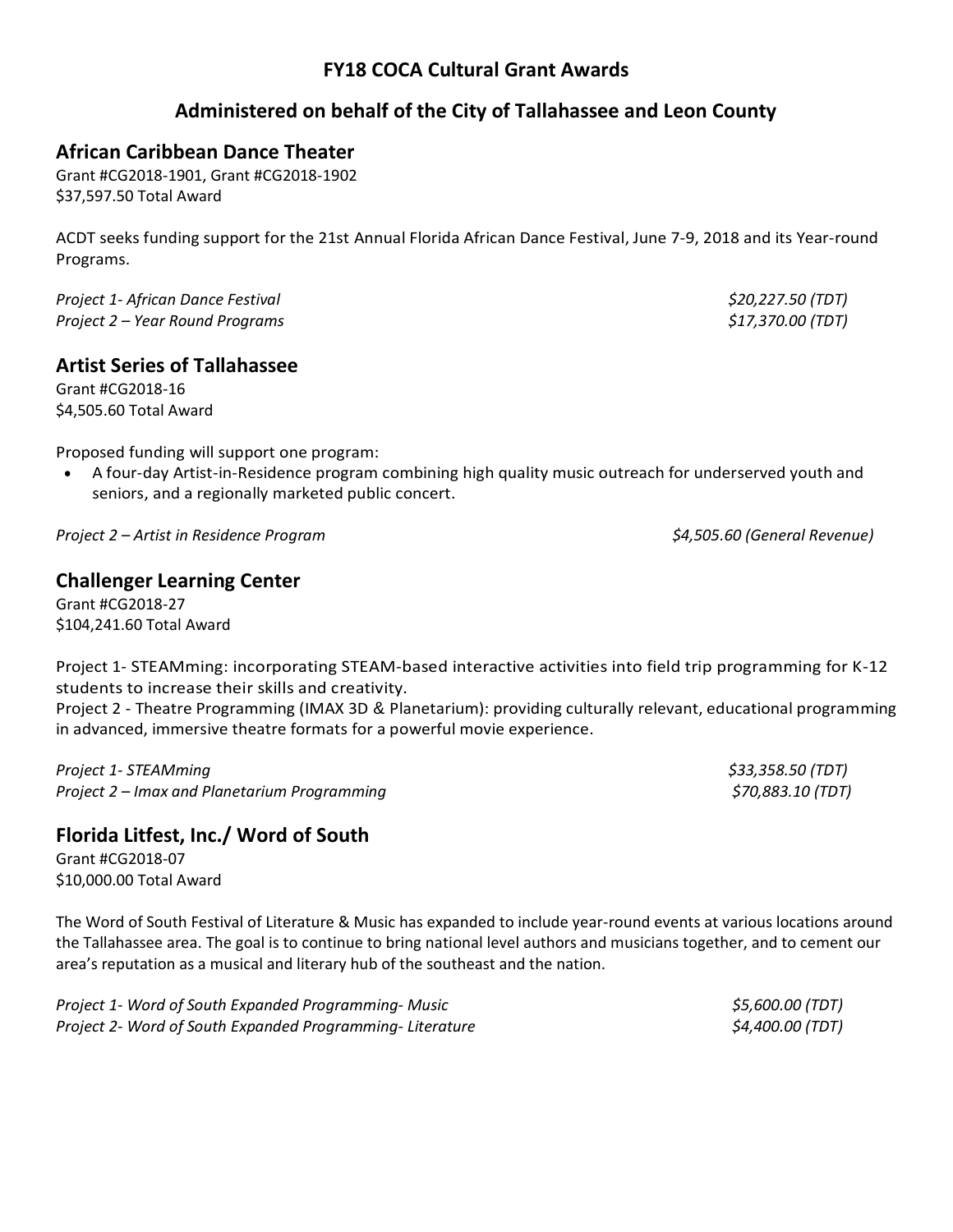# FY18 COCA Cultural Grant Awards

## Administered on behalf of the City of Tallahassee and Leon County

### African Caribbean Dance Theater

Grant #CG2018-1901, Grant #CG2018-1902
$37,597.50 Total Award

ACDT seeks funding support for the 21st Annual Florida African Dance Festival, June 7-9, 2018 and its Year-round Programs.

*Project 1- African Dance Festival* *$20,227.50 (TDT)*
*Project 2 – Year Round Programs* *$17,370.00 (TDT)*

### Artist Series of Tallahassee

Grant #CG2018-16
$4,505.60 Total Award

Proposed funding will support one program:

- A four-day Artist-in-Residence program combining high quality music outreach for underserved youth and seniors, and a regionally marketed public concert.

*Project 2 – Artist in Residence Program* *$4,505.60 (General Revenue)*

### Challenger Learning Center

Grant #CG2018-27
$104,241.60 Total Award

Project 1- STEAMming: incorporating STEAM-based interactive activities into field trip programming for K-12 students to increase their skills and creativity.
Project 2 - Theatre Programming (IMAX 3D & Planetarium): providing culturally relevant, educational programming in advanced, immersive theatre formats for a powerful movie experience.

*Project 1- STEAMming* *$33,358.50 (TDT)*
*Project 2 – Imax and Planetarium Programming* *$70,883.10 (TDT)*

### Florida Litfest, Inc./ Word of South

Grant #CG2018-07
$10,000.00 Total Award

The Word of South Festival of Literature & Music has expanded to include year-round events at various locations around the Tallahassee area. The goal is to continue to bring national level authors and musicians together, and to cement our area's reputation as a musical and literary hub of the southeast and the nation.

*Project 1- Word of South Expanded Programming- Music* *$5,600.00 (TDT)*
*Project 2- Word of South Expanded Programming- Literature* *$4,400.00 (TDT)*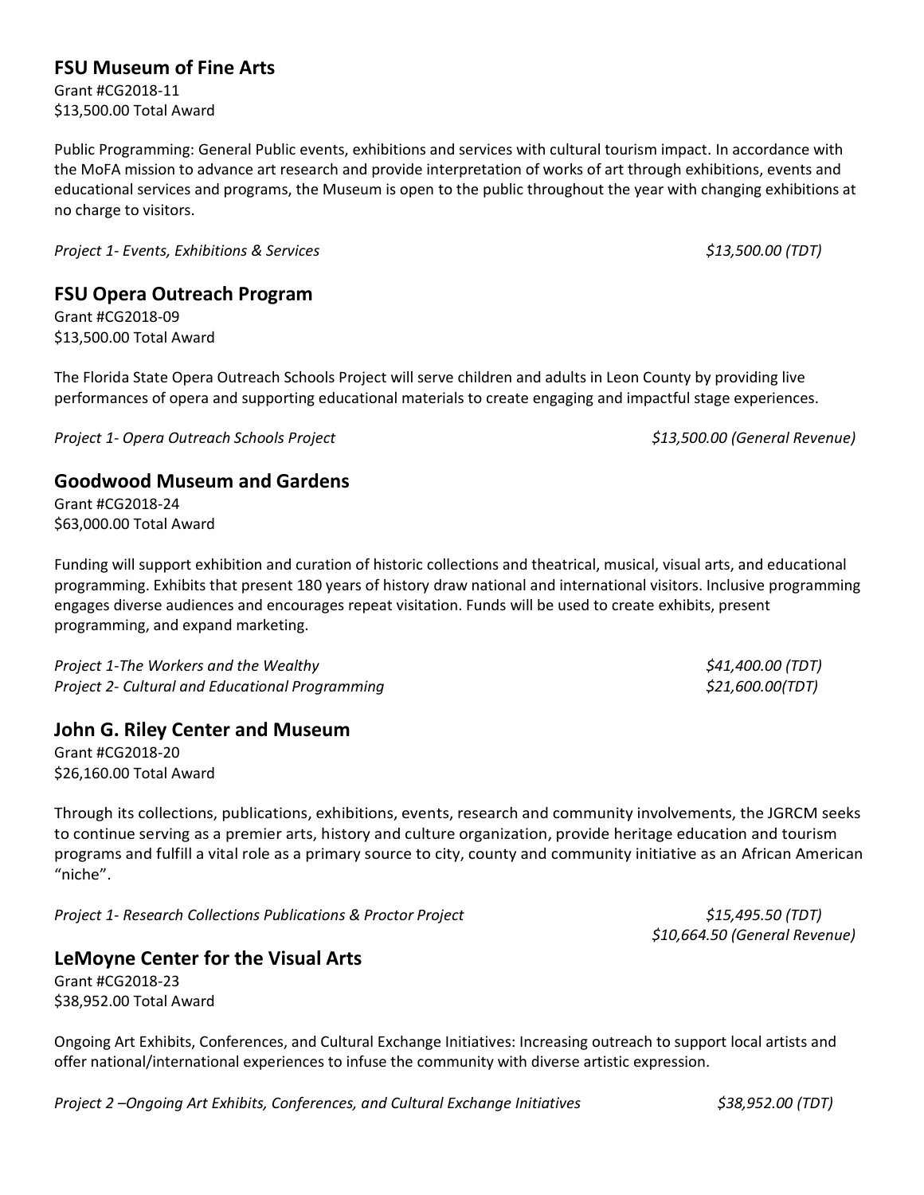## FSU Museum of Fine Arts

Grant #CG2018-11
$13,500.00 Total Award

Public Programming: General Public events, exhibitions and services with cultural tourism impact. In accordance with the MoFA mission to advance art research and provide interpretation of works of art through exhibitions, events and educational services and programs, the Museum is open to the public throughout the year with changing exhibitions at no charge to visitors.

*Project 1- Events, Exhibitions & Services* *$13,500.00 (TDT)*

## FSU Opera Outreach Program

Grant #CG2018-09
$13,500.00 Total Award

The Florida State Opera Outreach Schools Project will serve children and adults in Leon County by providing live performances of opera and supporting educational materials to create engaging and impactful stage experiences.

*Project 1- Opera Outreach Schools Project* *$13,500.00 (General Revenue)*

## Goodwood Museum and Gardens

Grant #CG2018-24
$63,000.00 Total Award

Funding will support exhibition and curation of historic collections and theatrical, musical, visual arts, and educational programming. Exhibits that present 180 years of history draw national and international visitors. Inclusive programming engages diverse audiences and encourages repeat visitation. Funds will be used to create exhibits, present programming, and expand marketing.

*Project 1-The Workers and the Wealthy* *$41,400.00 (TDT)*
*Project 2- Cultural and Educational Programming* *$21,600.00(TDT)*

## John G. Riley Center and Museum

Grant #CG2018-20
$26,160.00 Total Award

Through its collections, publications, exhibitions, events, research and community involvements, the JGRCM seeks to continue serving as a premier arts, history and culture organization, provide heritage education and tourism programs and fulfill a vital role as a primary source to city, county and community initiative as an African American "niche".

*Project 1- Research Collections Publications & Proctor Project* *$15,495.50 (TDT)*
*$10,664.50 (General Revenue)*

## LeMoyne Center for the Visual Arts

Grant #CG2018-23
$38,952.00 Total Award

Ongoing Art Exhibits, Conferences, and Cultural Exchange Initiatives: Increasing outreach to support local artists and offer national/international experiences to infuse the community with diverse artistic expression.

*Project 2 –Ongoing Art Exhibits, Conferences, and Cultural Exchange Initiatives* *$38,952.00 (TDT)*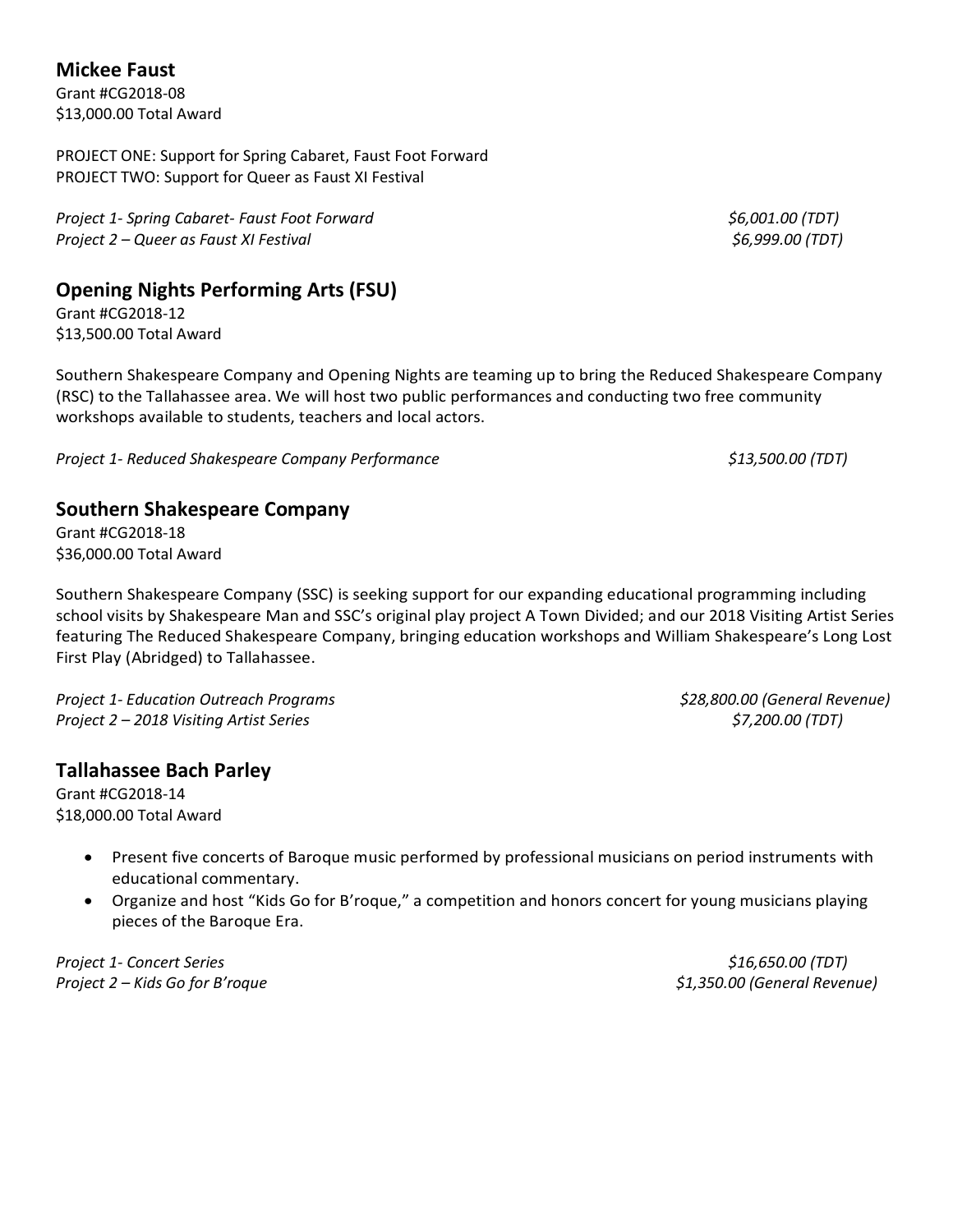## Mickee Faust

Grant #CG2018-08
$13,000.00 Total Award

PROJECT ONE: Support for Spring Cabaret, Faust Foot Forward
PROJECT TWO: Support for Queer as Faust XI Festival

*Project 1- Spring Cabaret- Faust Foot Forward* *$6,001.00 (TDT)*
*Project 2 – Queer as Faust XI Festival* *$6,999.00 (TDT)*

## Opening Nights Performing Arts (FSU)

Grant #CG2018-12
$13,500.00 Total Award

Southern Shakespeare Company and Opening Nights are teaming up to bring the Reduced Shakespeare Company (RSC) to the Tallahassee area. We will host two public performances and conducting two free community workshops available to students, teachers and local actors.

*Project 1- Reduced Shakespeare Company Performance* *$13,500.00 (TDT)*

## Southern Shakespeare Company

Grant #CG2018-18
$36,000.00 Total Award

Southern Shakespeare Company (SSC) is seeking support for our expanding educational programming including school visits by Shakespeare Man and SSC's original play project A Town Divided; and our 2018 Visiting Artist Series featuring The Reduced Shakespeare Company, bringing education workshops and William Shakespeare's Long Lost First Play (Abridged) to Tallahassee.

*Project 1- Education Outreach Programs* *$28,800.00 (General Revenue)*
*Project 2 – 2018 Visiting Artist Series* *$7,200.00 (TDT)*

## Tallahassee Bach Parley

Grant #CG2018-14
$18,000.00 Total Award

- Present five concerts of Baroque music performed by professional musicians on period instruments with educational commentary.
- Organize and host "Kids Go for B'roque," a competition and honors concert for young musicians playing pieces of the Baroque Era.

*Project 1- Concert Series* *$16,650.00 (TDT)*
*Project 2 – Kids Go for B'roque* *$1,350.00 (General Revenue)*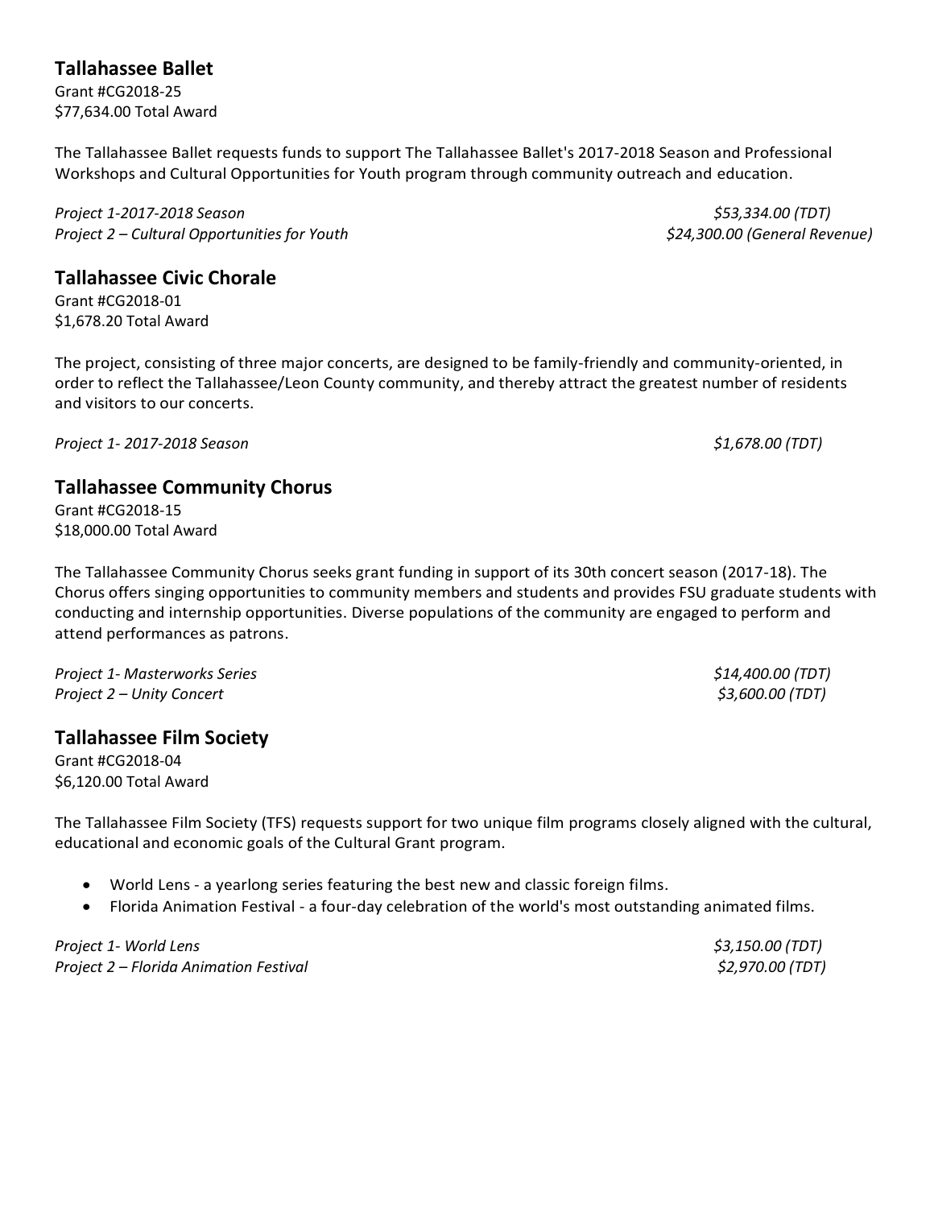## Tallahassee Ballet

Grant #CG2018-25
$77,634.00 Total Award

The Tallahassee Ballet requests funds to support The Tallahassee Ballet's 2017-2018 Season and Professional Workshops and Cultural Opportunities for Youth program through community outreach and education.

| | |
|---|---|
| *Project 1-2017-2018 Season* | *$53,334.00 (TDT)* |
| *Project 2 – Cultural Opportunities for Youth* | *$24,300.00 (General Revenue)* |

## Tallahassee Civic Chorale

Grant #CG2018-01
$1,678.20 Total Award

The project, consisting of three major concerts, are designed to be family-friendly and community-oriented, in order to reflect the Tallahassee/Leon County community, and thereby attract the greatest number of residents and visitors to our concerts.

| | |
|---|---|
| *Project 1- 2017-2018 Season* | *$1,678.00 (TDT)* |

## Tallahassee Community Chorus

Grant #CG2018-15
$18,000.00 Total Award

The Tallahassee Community Chorus seeks grant funding in support of its 30th concert season (2017-18). The Chorus offers singing opportunities to community members and students and provides FSU graduate students with conducting and internship opportunities. Diverse populations of the community are engaged to perform and attend performances as patrons.

| | |
|---|---|
| *Project 1- Masterworks Series* | *$14,400.00 (TDT)* |
| *Project 2 – Unity Concert* | *$3,600.00 (TDT)* |

## Tallahassee Film Society

Grant #CG2018-04
$6,120.00 Total Award

The Tallahassee Film Society (TFS) requests support for two unique film programs closely aligned with the cultural, educational and economic goals of the Cultural Grant program.

- World Lens - a yearlong series featuring the best new and classic foreign films.
- Florida Animation Festival - a four-day celebration of the world's most outstanding animated films.

| | |
|---|---|
| *Project 1- World Lens* | *$3,150.00 (TDT)* |
| *Project 2 – Florida Animation Festival* | *$2,970.00 (TDT)* |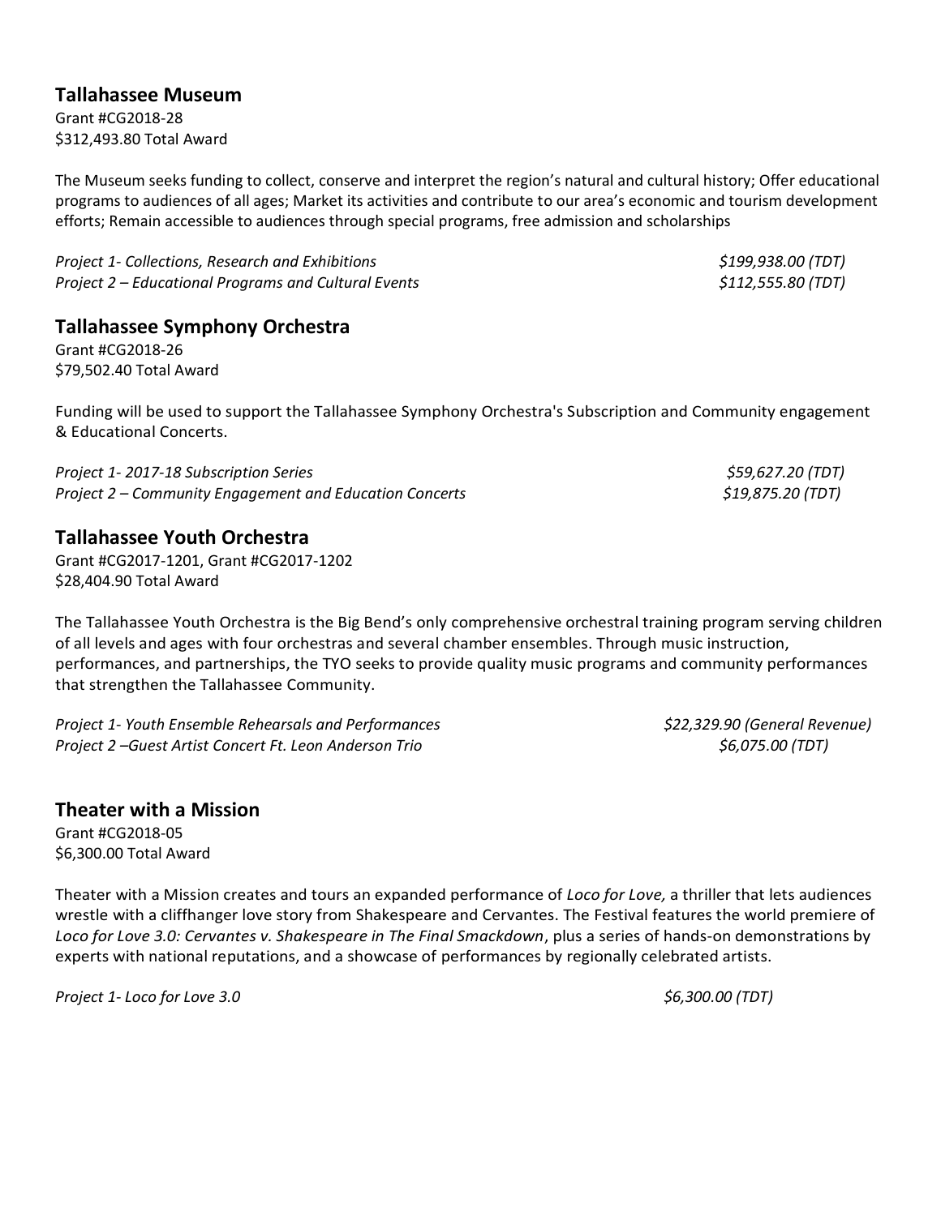## Tallahassee Museum

Grant #CG2018-28
$312,493.80 Total Award

The Museum seeks funding to collect, conserve and interpret the region's natural and cultural history; Offer educational programs to audiences of all ages; Market its activities and contribute to our area's economic and tourism development efforts; Remain accessible to audiences through special programs, free admission and scholarships

*Project 1- Collections, Research and Exhibitions* *$199,938.00 (TDT)*
*Project 2 – Educational Programs and Cultural Events* *$112,555.80 (TDT)*

## Tallahassee Symphony Orchestra

Grant #CG2018-26
$79,502.40 Total Award

Funding will be used to support the Tallahassee Symphony Orchestra's Subscription and Community engagement & Educational Concerts.

*Project 1- 2017-18 Subscription Series* *$59,627.20 (TDT)*
*Project 2 – Community Engagement and Education Concerts* *$19,875.20 (TDT)*

## Tallahassee Youth Orchestra

Grant #CG2017-1201, Grant #CG2017-1202
$28,404.90 Total Award

The Tallahassee Youth Orchestra is the Big Bend's only comprehensive orchestral training program serving children of all levels and ages with four orchestras and several chamber ensembles. Through music instruction, performances, and partnerships, the TYO seeks to provide quality music programs and community performances that strengthen the Tallahassee Community.

*Project 1- Youth Ensemble Rehearsals and Performances* *$22,329.90 (General Revenue)*
*Project 2 –Guest Artist Concert Ft. Leon Anderson Trio* *$6,075.00 (TDT)*

## Theater with a Mission

Grant #CG2018-05
$6,300.00 Total Award

Theater with a Mission creates and tours an expanded performance of *Loco for Love,* a thriller that lets audiences wrestle with a cliffhanger love story from Shakespeare and Cervantes. The Festival features the world premiere of *Loco for Love 3.0: Cervantes v. Shakespeare in The Final Smackdown*, plus a series of hands-on demonstrations by experts with national reputations, and a showcase of performances by regionally celebrated artists.

*Project 1- Loco for Love 3.0* *$6,300.00 (TDT)*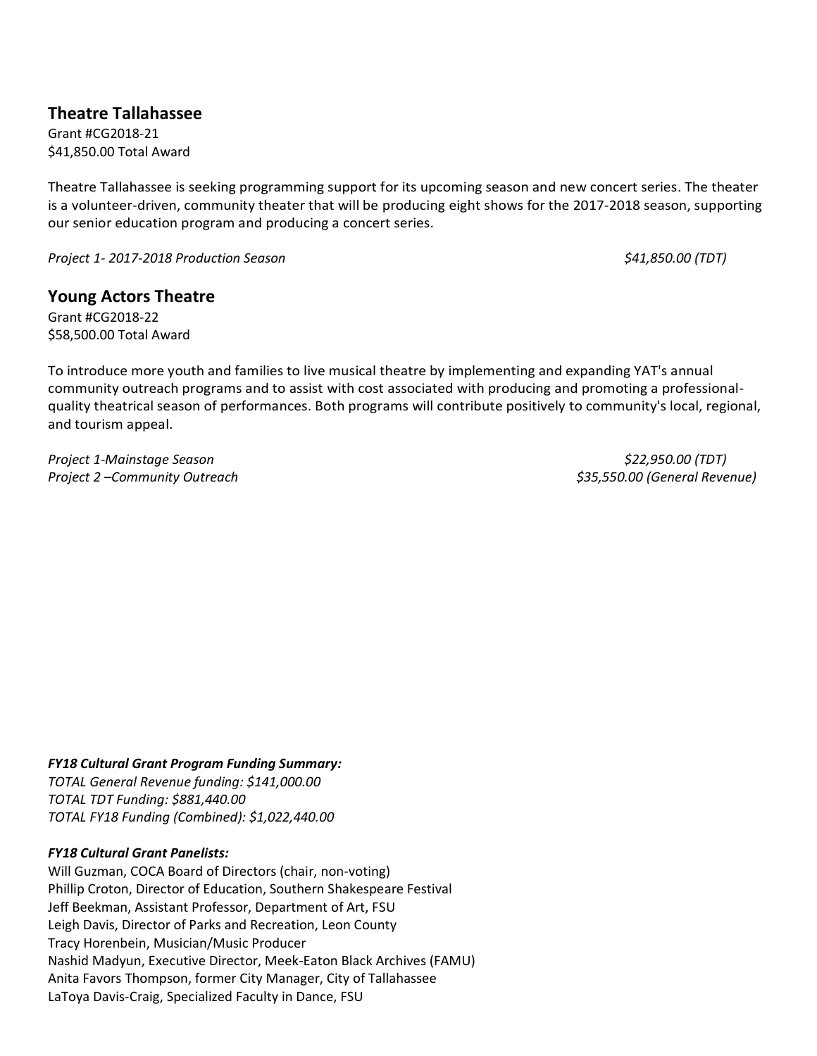## Theatre Tallahassee

Grant #CG2018-21
$41,850.00 Total Award

Theatre Tallahassee is seeking programming support for its upcoming season and new concert series. The theater is a volunteer-driven, community theater that will be producing eight shows for the 2017-2018 season, supporting our senior education program and producing a concert series.

*Project 1- 2017-2018 Production Season* *$41,850.00 (TDT)*

## Young Actors Theatre

Grant #CG2018-22
$58,500.00 Total Award

To introduce more youth and families to live musical theatre by implementing and expanding YAT's annual community outreach programs and to assist with cost associated with producing and promoting a professional-quality theatrical season of performances. Both programs will contribute positively to community's local, regional, and tourism appeal.

*Project 1-Mainstage Season* *$22,950.00 (TDT)*
*Project 2 –Community Outreach* *$35,550.00 (General Revenue)*

***FY18 Cultural Grant Program Funding Summary:***

*TOTAL General Revenue funding: $141,000.00*
*TOTAL TDT Funding: $881,440.00*
*TOTAL FY18 Funding (Combined): $1,022,440.00*

***FY18 Cultural Grant Panelists:***

Will Guzman, COCA Board of Directors (chair, non-voting)
Phillip Croton, Director of Education, Southern Shakespeare Festival
Jeff Beekman, Assistant Professor, Department of Art, FSU
Leigh Davis, Director of Parks and Recreation, Leon County
Tracy Horenbein, Musician/Music Producer
Nashid Madyun, Executive Director, Meek-Eaton Black Archives (FAMU)
Anita Favors Thompson, former City Manager, City of Tallahassee
LaToya Davis-Craig, Specialized Faculty in Dance, FSU